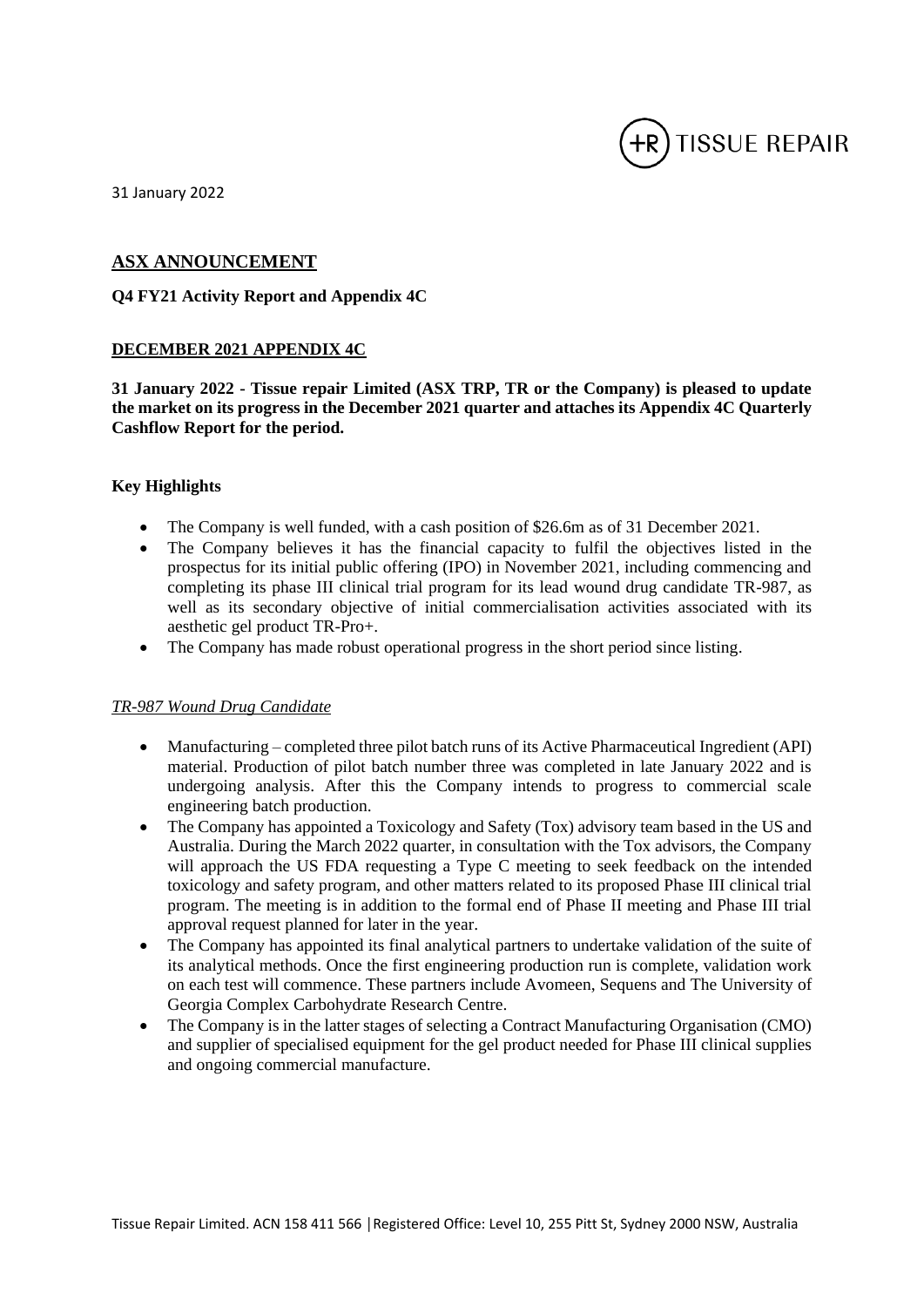31 January 2022

## ASX ANNOUNCEMENT

**Q4 FY21 Activity Report and Appendix 4C**

**DECEMBER 2021 APPENDIX 4C**

**31 January 2022 - Tissue repair Limited (ASX TRP, TR or the Company) is pleased to update the market on its progress in the December 2021 quarter and attaches its Appendix 4C Quarterly Cashflow Report for the period.**

### Key Highlights

- The Company is well funded, with a cash position of $26.6m as of 31 December 2021.
- The Company believes it has the financial capacity to fulfil the objectives listed in the prospectus for its initial public offering (IPO) in November 2021, including commencing and completing its phase III clinical trial program for its lead wound drug candidate TR-987, as well as its secondary objective of initial commercialisation activities associated with its aesthetic gel product TR-Pro+.
- The Company has made robust operational progress in the short period since listing.

*TR-987 Wound Drug Candidate*

- Manufacturing – completed three pilot batch runs of its Active Pharmaceutical Ingredient (API) material. Production of pilot batch number three was completed in late January 2022 and is undergoing analysis. After this the Company intends to progress to commercial scale engineering batch production.
- The Company has appointed a Toxicology and Safety (Tox) advisory team based in the US and Australia. During the March 2022 quarter, in consultation with the Tox advisors, the Company will approach the US FDA requesting a Type C meeting to seek feedback on the intended toxicology and safety program, and other matters related to its proposed Phase III clinical trial program. The meeting is in addition to the formal end of Phase II meeting and Phase III trial approval request planned for later in the year.
- The Company has appointed its final analytical partners to undertake validation of the suite of its analytical methods. Once the first engineering production run is complete, validation work on each test will commence. These partners include Avomeen, Sequens and The University of Georgia Complex Carbohydrate Research Centre.
- The Company is in the latter stages of selecting a Contract Manufacturing Organisation (CMO) and supplier of specialised equipment for the gel product needed for Phase III clinical supplies and ongoing commercial manufacture.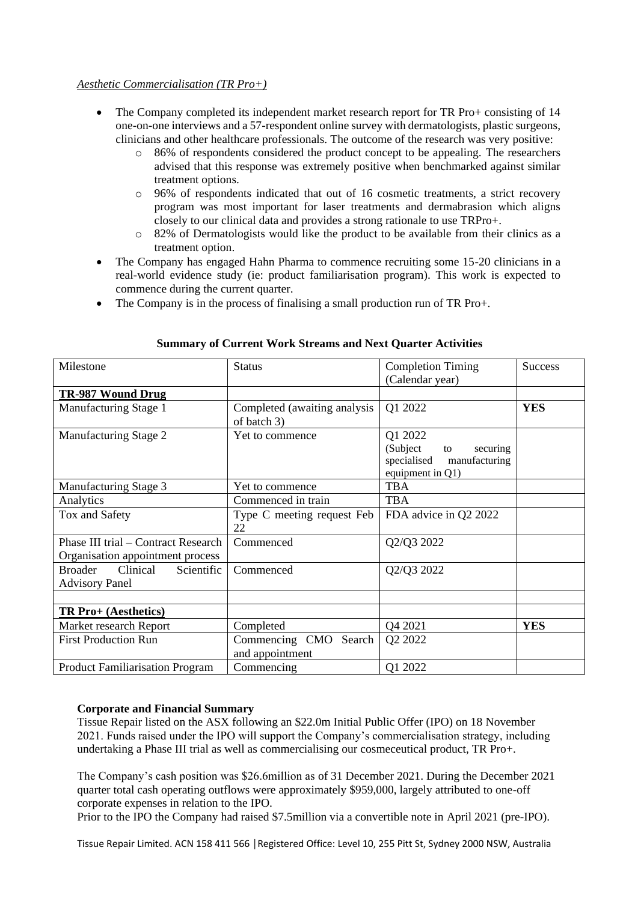*Aesthetic Commercialisation (TR Pro+)*

- The Company completed its independent market research report for TR Pro+ consisting of 14 one-on-one interviews and a 57-respondent online survey with dermatologists, plastic surgeons, clinicians and other healthcare professionals. The outcome of the research was very positive:
  - 86% of respondents considered the product concept to be appealing. The researchers advised that this response was extremely positive when benchmarked against similar treatment options.
  - 96% of respondents indicated that out of 16 cosmetic treatments, a strict recovery program was most important for laser treatments and dermabrasion which aligns closely to our clinical data and provides a strong rationale to use TRPro+.
  - 82% of Dermatologists would like the product to be available from their clinics as a treatment option.
- The Company has engaged Hahn Pharma to commence recruiting some 15-20 clinicians in a real-world evidence study (ie: product familiarisation program). This work is expected to commence during the current quarter.
- The Company is in the process of finalising a small production run of TR Pro+.

**Summary of Current Work Streams and Next Quarter Activities**

| Milestone | Status | Completion Timing (Calendar year) | Success |
|---|---|---|---|
| **TR-987 Wound Drug** | | | |
| Manufacturing Stage 1 | Completed (awaiting analysis of batch 3) | Q1 2022 | **YES** |
| Manufacturing Stage 2 | Yet to commence | Q1 2022 (Subject to securing specialised manufacturing equipment in Q1) | |
| Manufacturing Stage 3 | Yet to commence | TBA | |
| Analytics | Commenced in train | TBA | |
| Tox and Safety | Type C meeting request Feb 22 | FDA advice in Q2 2022 | |
| Phase III trial – Contract Research Organisation appointment process | Commenced | Q2/Q3 2022 | |
| Broader Clinical Scientific Advisory Panel | Commenced | Q2/Q3 2022 | |
| | | | |
| **TR Pro+ (Aesthetics)** | | | |
| Market research Report | Completed | Q4 2021 | **YES** |
| First Production Run | Commencing CMO Search and appointment | Q2 2022 | |
| Product Familiarisation Program | Commencing | Q1 2022 | |

**Corporate and Financial Summary**

Tissue Repair listed on the ASX following an $22.0m Initial Public Offer (IPO) on 18 November 2021. Funds raised under the IPO will support the Company's commercialisation strategy, including undertaking a Phase III trial as well as commercialising our cosmeceutical product, TR Pro+.

The Company's cash position was $26.6million as of 31 December 2021. During the December 2021 quarter total cash operating outflows were approximately $959,000, largely attributed to one-off corporate expenses in relation to the IPO.

Prior to the IPO the Company had raised $7.5million via a convertible note in April 2021 (pre-IPO).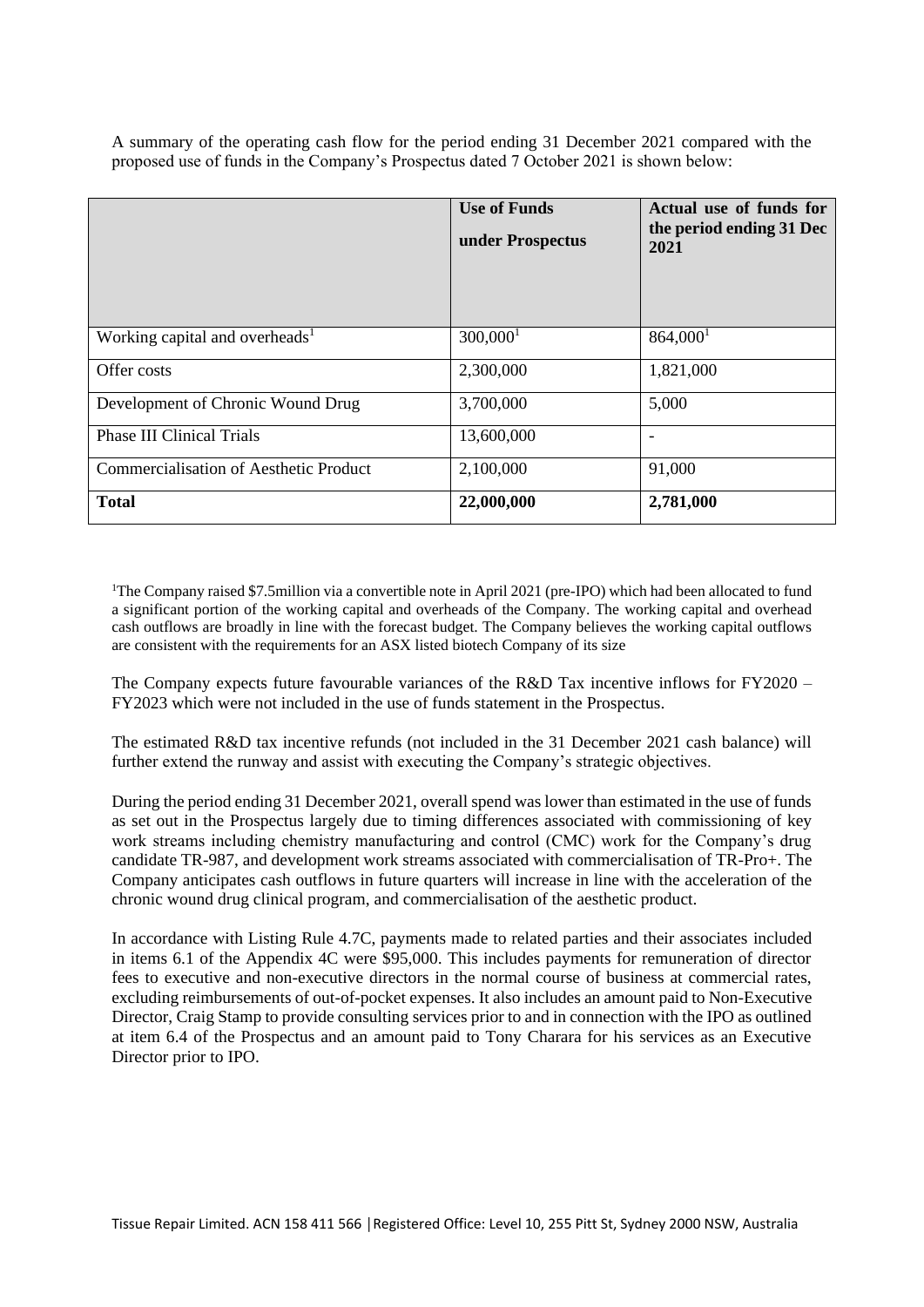A summary of the operating cash flow for the period ending 31 December 2021 compared with the proposed use of funds in the Company's Prospectus dated 7 October 2021 is shown below:

| | **Use of Funds under Prospectus** | **Actual use of funds for the period ending 31 Dec 2021** |
|---|---|---|
| Working capital and overheads[1] | 300,000[1] | 864,000[1] |
| Offer costs | 2,300,000 | 1,821,000 |
| Development of Chronic Wound Drug | 3,700,000 | 5,000 |
| Phase III Clinical Trials | 13,600,000 | - |
| Commercialisation of Aesthetic Product | 2,100,000 | 91,000 |
| **Total** | **22,000,000** | **2,781,000** |

[1]The Company raised $7.5million via a convertible note in April 2021 (pre-IPO) which had been allocated to fund a significant portion of the working capital and overheads of the Company. The working capital and overhead cash outflows are broadly in line with the forecast budget. The Company believes the working capital outflows are consistent with the requirements for an ASX listed biotech Company of its size

The Company expects future favourable variances of the R&D Tax incentive inflows for FY2020 – FY2023 which were not included in the use of funds statement in the Prospectus.

The estimated R&D tax incentive refunds (not included in the 31 December 2021 cash balance) will further extend the runway and assist with executing the Company's strategic objectives.

During the period ending 31 December 2021, overall spend was lower than estimated in the use of funds as set out in the Prospectus largely due to timing differences associated with commissioning of key work streams including chemistry manufacturing and control (CMC) work for the Company's drug candidate TR-987, and development work streams associated with commercialisation of TR-Pro+. The Company anticipates cash outflows in future quarters will increase in line with the acceleration of the chronic wound drug clinical program, and commercialisation of the aesthetic product.

In accordance with Listing Rule 4.7C, payments made to related parties and their associates included in items 6.1 of the Appendix 4C were $95,000. This includes payments for remuneration of director fees to executive and non-executive directors in the normal course of business at commercial rates, excluding reimbursements of out-of-pocket expenses. It also includes an amount paid to Non-Executive Director, Craig Stamp to provide consulting services prior to and in connection with the IPO as outlined at item 6.4 of the Prospectus and an amount paid to Tony Charara for his services as an Executive Director prior to IPO.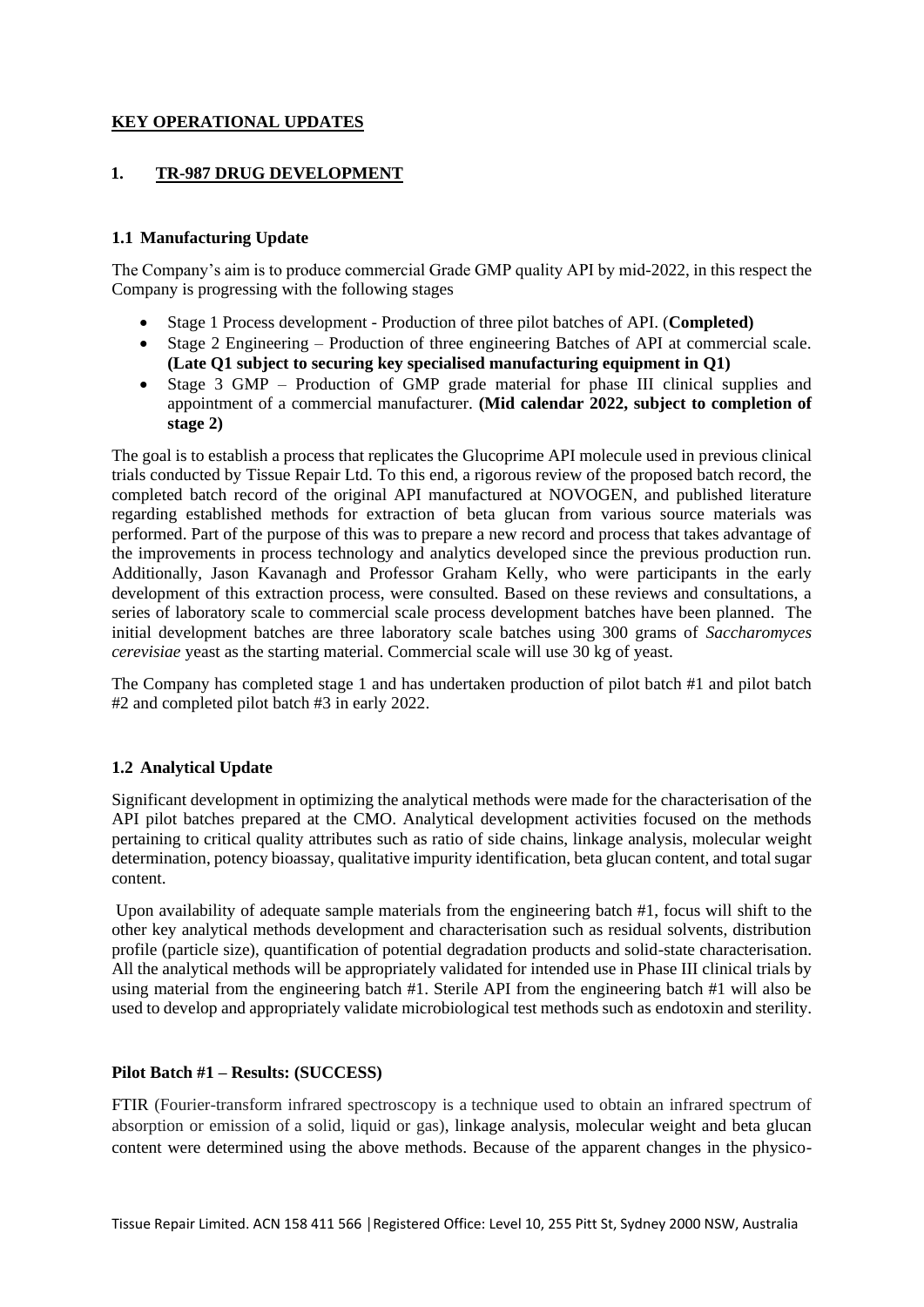## KEY OPERATIONAL UPDATES

### 1. TR-987 DRUG DEVELOPMENT

#### 1.1 Manufacturing Update

The Company's aim is to produce commercial Grade GMP quality API by mid-2022, in this respect the Company is progressing with the following stages

- Stage 1 Process development - Production of three pilot batches of API. (**Completed)**
- Stage 2 Engineering – Production of three engineering Batches of API at commercial scale. **(Late Q1 subject to securing key specialised manufacturing equipment in Q1)**
- Stage 3 GMP – Production of GMP grade material for phase III clinical supplies and appointment of a commercial manufacturer. **(Mid calendar 2022, subject to completion of stage 2)**

The goal is to establish a process that replicates the Glucoprime API molecule used in previous clinical trials conducted by Tissue Repair Ltd. To this end, a rigorous review of the proposed batch record, the completed batch record of the original API manufactured at NOVOGEN, and published literature regarding established methods for extraction of beta glucan from various source materials was performed. Part of the purpose of this was to prepare a new record and process that takes advantage of the improvements in process technology and analytics developed since the previous production run. Additionally, Jason Kavanagh and Professor Graham Kelly, who were participants in the early development of this extraction process, were consulted. Based on these reviews and consultations, a series of laboratory scale to commercial scale process development batches have been planned. The initial development batches are three laboratory scale batches using 300 grams of *Saccharomyces cerevisiae* yeast as the starting material. Commercial scale will use 30 kg of yeast.

The Company has completed stage 1 and has undertaken production of pilot batch #1 and pilot batch #2 and completed pilot batch #3 in early 2022.

#### 1.2 Analytical Update

Significant development in optimizing the analytical methods were made for the characterisation of the API pilot batches prepared at the CMO. Analytical development activities focused on the methods pertaining to critical quality attributes such as ratio of side chains, linkage analysis, molecular weight determination, potency bioassay, qualitative impurity identification, beta glucan content, and total sugar content.

Upon availability of adequate sample materials from the engineering batch #1, focus will shift to the other key analytical methods development and characterisation such as residual solvents, distribution profile (particle size), quantification of potential degradation products and solid-state characterisation. All the analytical methods will be appropriately validated for intended use in Phase III clinical trials by using material from the engineering batch #1. Sterile API from the engineering batch #1 will also be used to develop and appropriately validate microbiological test methods such as endotoxin and sterility.

**Pilot Batch #1 – Results: (SUCCESS)**

FTIR (Fourier-transform infrared spectroscopy is a technique used to obtain an infrared spectrum of absorption or emission of a solid, liquid or gas), linkage analysis, molecular weight and beta glucan content were determined using the above methods. Because of the apparent changes in the physico-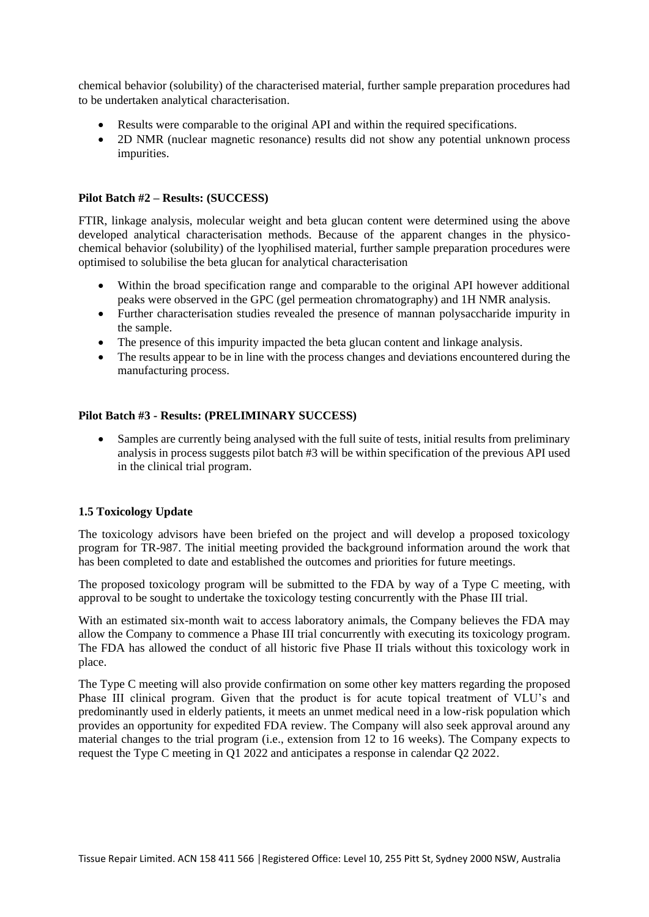chemical behavior (solubility) of the characterised material, further sample preparation procedures had to be undertaken analytical characterisation.

- Results were comparable to the original API and within the required specifications.
- 2D NMR (nuclear magnetic resonance) results did not show any potential unknown process impurities.

**Pilot Batch #2 – Results: (SUCCESS)**

FTIR, linkage analysis, molecular weight and beta glucan content were determined using the above developed analytical characterisation methods. Because of the apparent changes in the physico-chemical behavior (solubility) of the lyophilised material, further sample preparation procedures were optimised to solubilise the beta glucan for analytical characterisation

- Within the broad specification range and comparable to the original API however additional peaks were observed in the GPC (gel permeation chromatography) and 1H NMR analysis.
- Further characterisation studies revealed the presence of mannan polysaccharide impurity in the sample.
- The presence of this impurity impacted the beta glucan content and linkage analysis.
- The results appear to be in line with the process changes and deviations encountered during the manufacturing process.

**Pilot Batch #3 - Results: (PRELIMINARY SUCCESS)**

- Samples are currently being analysed with the full suite of tests, initial results from preliminary analysis in process suggests pilot batch #3 will be within specification of the previous API used in the clinical trial program.

**1.5 Toxicology Update**

The toxicology advisors have been briefed on the project and will develop a proposed toxicology program for TR-987. The initial meeting provided the background information around the work that has been completed to date and established the outcomes and priorities for future meetings.

The proposed toxicology program will be submitted to the FDA by way of a Type C meeting, with approval to be sought to undertake the toxicology testing concurrently with the Phase III trial.

With an estimated six-month wait to access laboratory animals, the Company believes the FDA may allow the Company to commence a Phase III trial concurrently with executing its toxicology program. The FDA has allowed the conduct of all historic five Phase II trials without this toxicology work in place.

The Type C meeting will also provide confirmation on some other key matters regarding the proposed Phase III clinical program. Given that the product is for acute topical treatment of VLU's and predominantly used in elderly patients, it meets an unmet medical need in a low-risk population which provides an opportunity for expedited FDA review. The Company will also seek approval around any material changes to the trial program (i.e., extension from 12 to 16 weeks). The Company expects to request the Type C meeting in Q1 2022 and anticipates a response in calendar Q2 2022.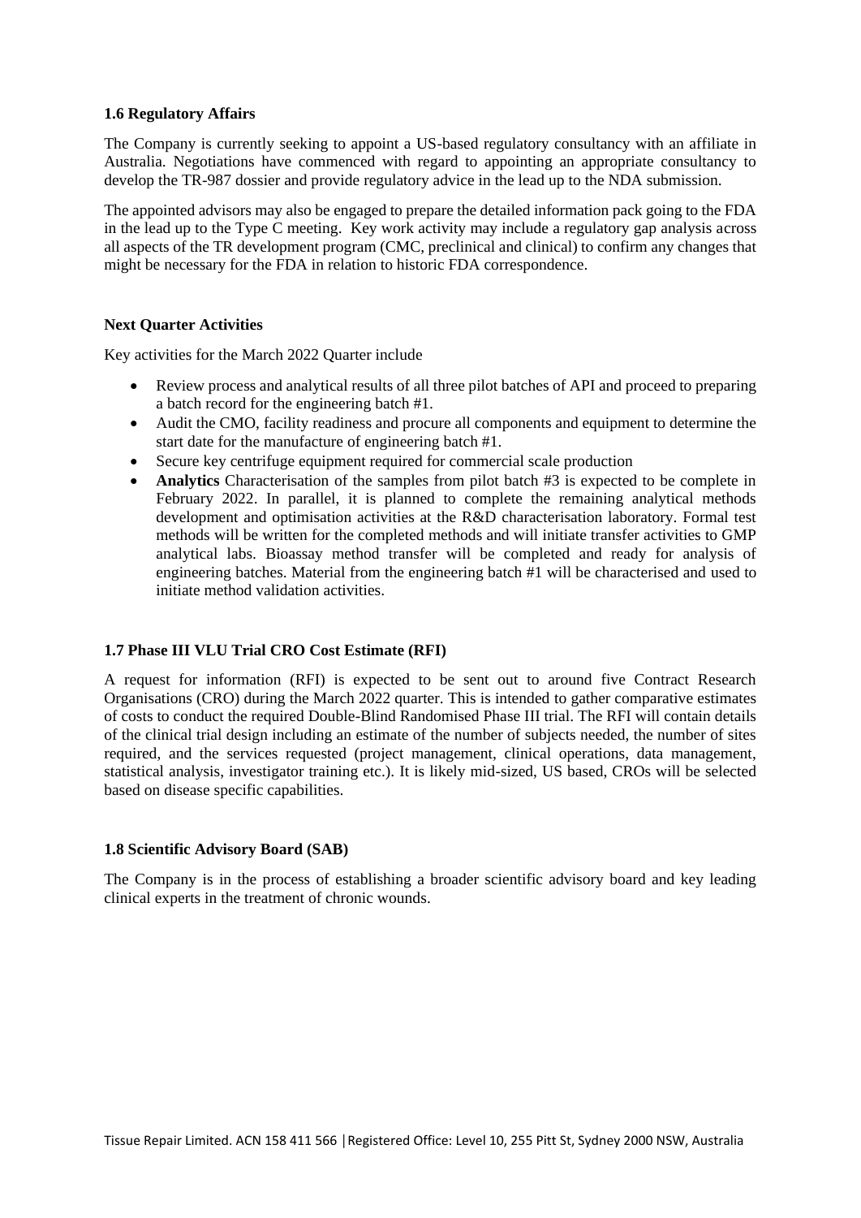### 1.6 Regulatory Affairs

The Company is currently seeking to appoint a US-based regulatory consultancy with an affiliate in Australia. Negotiations have commenced with regard to appointing an appropriate consultancy to develop the TR-987 dossier and provide regulatory advice in the lead up to the NDA submission.

The appointed advisors may also be engaged to prepare the detailed information pack going to the FDA in the lead up to the Type C meeting. Key work activity may include a regulatory gap analysis across all aspects of the TR development program (CMC, preclinical and clinical) to confirm any changes that might be necessary for the FDA in relation to historic FDA correspondence.

#### Next Quarter Activities

Key activities for the March 2022 Quarter include

- Review process and analytical results of all three pilot batches of API and proceed to preparing a batch record for the engineering batch #1.
- Audit the CMO, facility readiness and procure all components and equipment to determine the start date for the manufacture of engineering batch #1.
- Secure key centrifuge equipment required for commercial scale production
- **Analytics** Characterisation of the samples from pilot batch #3 is expected to be complete in February 2022. In parallel, it is planned to complete the remaining analytical methods development and optimisation activities at the R&D characterisation laboratory. Formal test methods will be written for the completed methods and will initiate transfer activities to GMP analytical labs. Bioassay method transfer will be completed and ready for analysis of engineering batches. Material from the engineering batch #1 will be characterised and used to initiate method validation activities.

### 1.7 Phase III VLU Trial CRO Cost Estimate (RFI)

A request for information (RFI) is expected to be sent out to around five Contract Research Organisations (CRO) during the March 2022 quarter. This is intended to gather comparative estimates of costs to conduct the required Double-Blind Randomised Phase III trial. The RFI will contain details of the clinical trial design including an estimate of the number of subjects needed, the number of sites required, and the services requested (project management, clinical operations, data management, statistical analysis, investigator training etc.). It is likely mid-sized, US based, CROs will be selected based on disease specific capabilities.

### 1.8 Scientific Advisory Board (SAB)

The Company is in the process of establishing a broader scientific advisory board and key leading clinical experts in the treatment of chronic wounds.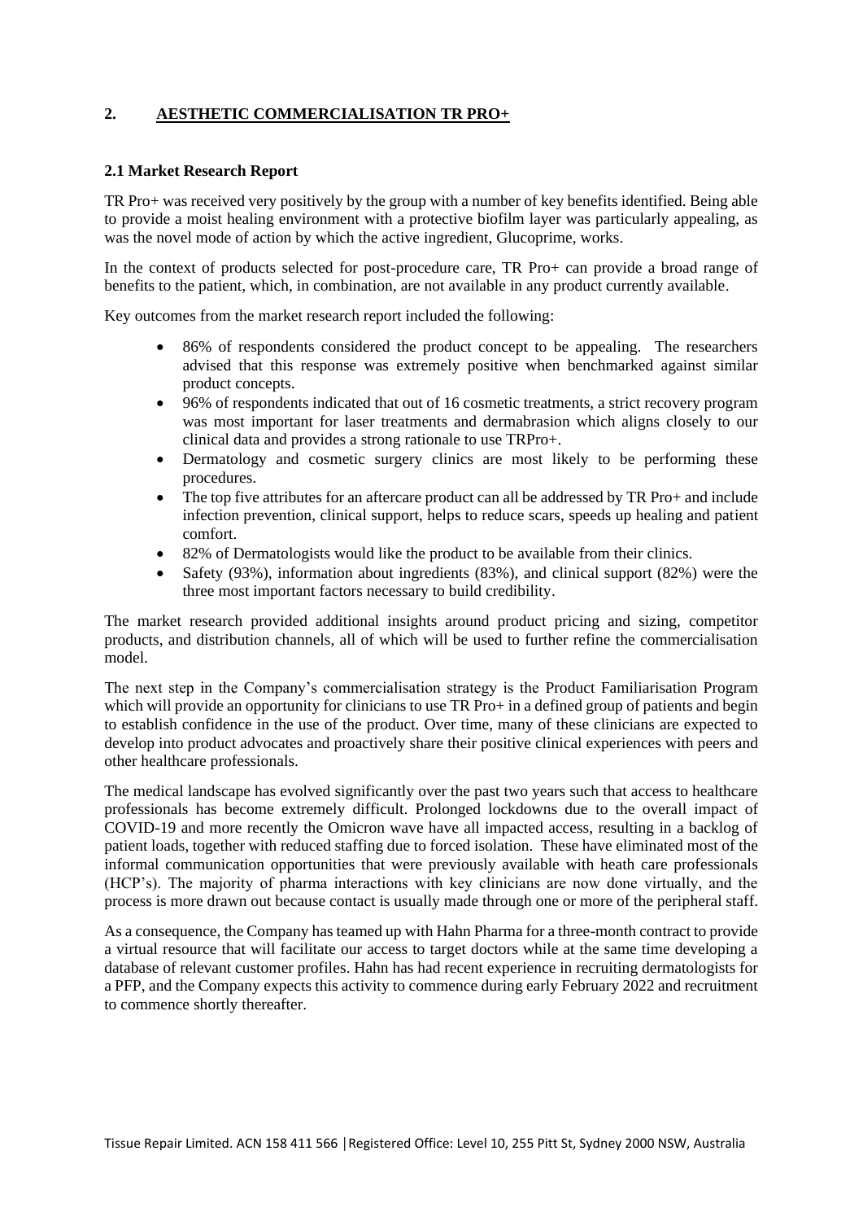## 2. AESTHETIC COMMERCIALISATION TR PRO+

### 2.1 Market Research Report

TR Pro+ was received very positively by the group with a number of key benefits identified. Being able to provide a moist healing environment with a protective biofilm layer was particularly appealing, as was the novel mode of action by which the active ingredient, Glucoprime, works.

In the context of products selected for post-procedure care, TR Pro+ can provide a broad range of benefits to the patient, which, in combination, are not available in any product currently available.

Key outcomes from the market research report included the following:

- 86% of respondents considered the product concept to be appealing. The researchers advised that this response was extremely positive when benchmarked against similar product concepts.
- 96% of respondents indicated that out of 16 cosmetic treatments, a strict recovery program was most important for laser treatments and dermabrasion which aligns closely to our clinical data and provides a strong rationale to use TRPro+.
- Dermatology and cosmetic surgery clinics are most likely to be performing these procedures.
- The top five attributes for an aftercare product can all be addressed by TR Pro+ and include infection prevention, clinical support, helps to reduce scars, speeds up healing and patient comfort.
- 82% of Dermatologists would like the product to be available from their clinics.
- Safety (93%), information about ingredients (83%), and clinical support (82%) were the three most important factors necessary to build credibility.

The market research provided additional insights around product pricing and sizing, competitor products, and distribution channels, all of which will be used to further refine the commercialisation model.

The next step in the Company's commercialisation strategy is the Product Familiarisation Program which will provide an opportunity for clinicians to use TR Pro+ in a defined group of patients and begin to establish confidence in the use of the product. Over time, many of these clinicians are expected to develop into product advocates and proactively share their positive clinical experiences with peers and other healthcare professionals.

The medical landscape has evolved significantly over the past two years such that access to healthcare professionals has become extremely difficult. Prolonged lockdowns due to the overall impact of COVID-19 and more recently the Omicron wave have all impacted access, resulting in a backlog of patient loads, together with reduced staffing due to forced isolation. These have eliminated most of the informal communication opportunities that were previously available with heath care professionals (HCP's). The majority of pharma interactions with key clinicians are now done virtually, and the process is more drawn out because contact is usually made through one or more of the peripheral staff.

As a consequence, the Company has teamed up with Hahn Pharma for a three-month contract to provide a virtual resource that will facilitate our access to target doctors while at the same time developing a database of relevant customer profiles. Hahn has had recent experience in recruiting dermatologists for a PFP, and the Company expects this activity to commence during early February 2022 and recruitment to commence shortly thereafter.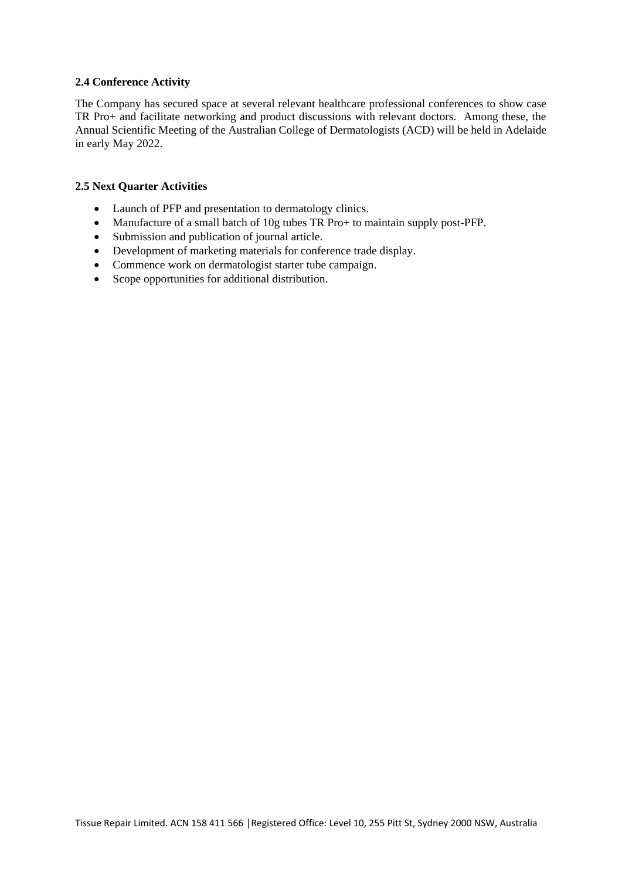### 2.4 Conference Activity

The Company has secured space at several relevant healthcare professional conferences to show case TR Pro+ and facilitate networking and product discussions with relevant doctors. Among these, the Annual Scientific Meeting of the Australian College of Dermatologists (ACD) will be held in Adelaide in early May 2022.

### 2.5 Next Quarter Activities

- Launch of PFP and presentation to dermatology clinics.
- Manufacture of a small batch of 10g tubes TR Pro+ to maintain supply post-PFP.
- Submission and publication of journal article.
- Development of marketing materials for conference trade display.
- Commence work on dermatologist starter tube campaign.
- Scope opportunities for additional distribution.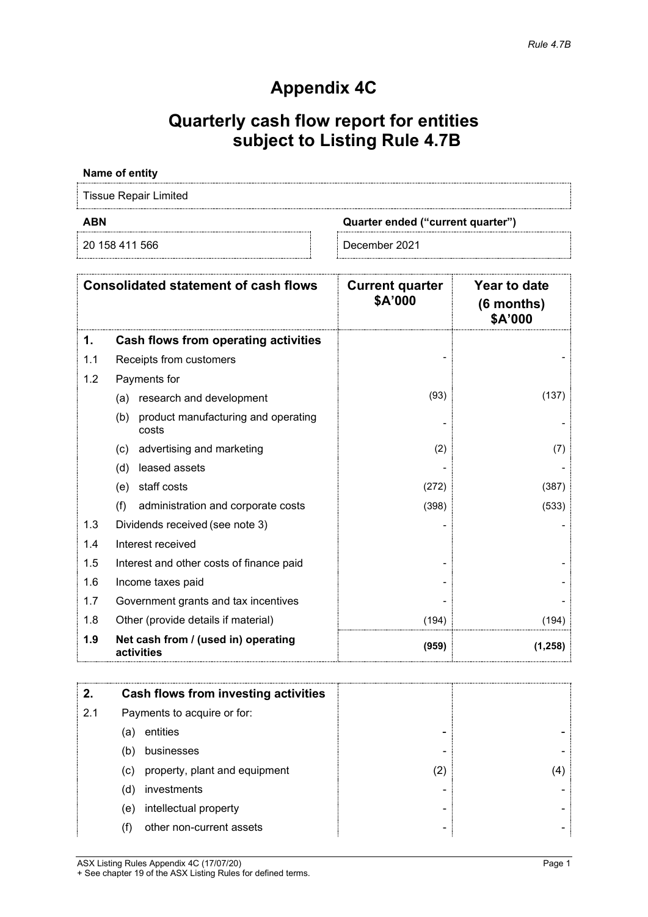*Rule 4.7B*

# Appendix 4C

# Quarterly cash flow report for entities subject to Listing Rule 4.7B

**Name of entity**

Tissue Repair Limited

| **ABN** | **Quarter ended ("current quarter")** |
|---|---|
| 20 158 411 566 | December 2021 |

| | **Consolidated statement of cash flows** | **Current quarter $A'000** | **Year to date (6 months) $A'000** |
|---|---|---|---|
| **1.** | **Cash flows from operating activities** | | |
| 1.1 | Receipts from customers | - | - |
| 1.2 | Payments for | | |
| | (a) research and development | (93) | (137) |
| | (b) product manufacturing and operating costs | - | - |
| | (c) advertising and marketing | (2) | (7) |
| | (d) leased assets | - | - |
| | (e) staff costs | (272) | (387) |
| | (f) administration and corporate costs | (398) | (533) |
| 1.3 | Dividends received (see note 3) | - | - |
| 1.4 | Interest received | | |
| 1.5 | Interest and other costs of finance paid | - | - |
| 1.6 | Income taxes paid | - | - |
| 1.7 | Government grants and tax incentives | - | - |
| 1.8 | Other (provide details if material) | (194) | (194) |
| **1.9** | **Net cash from / (used in) operating activities** | **(959)** | **(1,258)** |

| | | | |
|---|---|---|---|
| **2.** | **Cash flows from investing activities** | | |
| 2.1 | Payments to acquire or for: | | |
| | (a) entities | - | - |
| | (b) businesses | - | - |
| | (c) property, plant and equipment | (2) | (4) |
| | (d) investments | - | - |
| | (e) intellectual property | - | - |
| | (f) other non-current assets | - | - |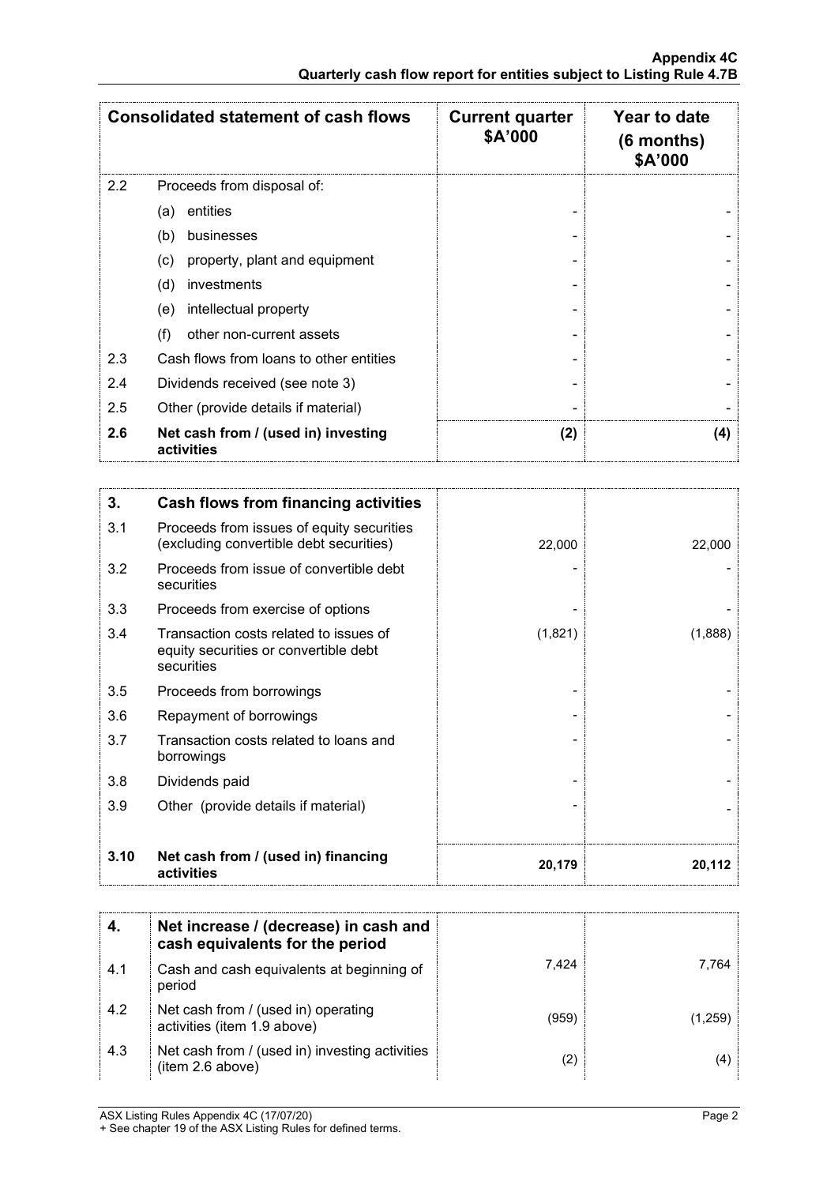| | Consolidated statement of cash flows | Current quarter $A'000 | Year to date (6 months) $A'000 |
|---|---|---|---|
| 2.2 | Proceeds from disposal of: | | |
| | (a) entities | - | - |
| | (b) businesses | - | - |
| | (c) property, plant and equipment | - | - |
| | (d) investments | - | - |
| | (e) intellectual property | - | - |
| | (f) other non-current assets | - | - |
| 2.3 | Cash flows from loans to other entities | - | - |
| 2.4 | Dividends received (see note 3) | - | - |
| 2.5 | Other (provide details if material) | - | - |
| **2.6** | **Net cash from / (used in) investing activities** | **(2)** | **(4)** |

| | | | |
|---|---|---|---|
| **3.** | **Cash flows from financing activities** | | |
| 3.1 | Proceeds from issues of equity securities (excluding convertible debt securities) | 22,000 | 22,000 |
| 3.2 | Proceeds from issue of convertible debt securities | - | - |
| 3.3 | Proceeds from exercise of options | - | - |
| 3.4 | Transaction costs related to issues of equity securities or convertible debt securities | (1,821) | (1,888) |
| 3.5 | Proceeds from borrowings | - | - |
| 3.6 | Repayment of borrowings | - | - |
| 3.7 | Transaction costs related to loans and borrowings | - | - |
| 3.8 | Dividends paid | - | - |
| 3.9 | Other (provide details if material) | - | - |
| **3.10** | **Net cash from / (used in) financing activities** | **20,179** | **20,112** |

| | | | |
|---|---|---|---|
| **4.** | **Net increase / (decrease) in cash and cash equivalents for the period** | | |
| 4.1 | Cash and cash equivalents at beginning of period | 7,424 | 7,764 |
| 4.2 | Net cash from / (used in) operating activities (item 1.9 above) | (959) | (1,259) |
| 4.3 | Net cash from / (used in) investing activities (item 2.6 above) | (2) | (4) |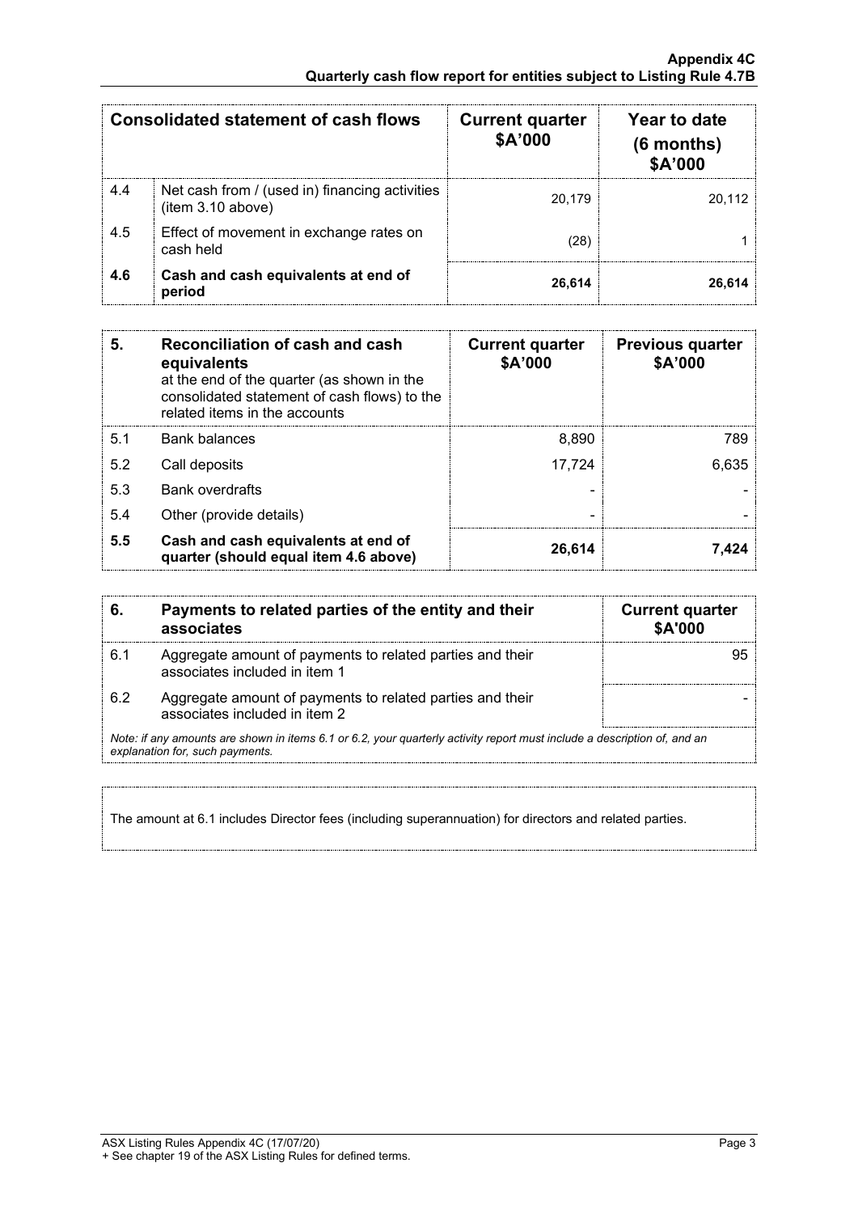| Consolidated statement of cash flows | | Current quarter $A'000 | Year to date (6 months) $A'000 |
|---|---|---|---|
| 4.4 | Net cash from / (used in) financing activities (item 3.10 above) | 20,179 | 20,112 |
| 4.5 | Effect of movement in exchange rates on cash held | (28) | 1 |
| **4.6** | **Cash and cash equivalents at end of period** | **26,614** | **26,614** |

| **5.** | **Reconciliation of cash and cash equivalents** at the end of the quarter (as shown in the consolidated statement of cash flows) to the related items in the accounts | **Current quarter $A'000** | **Previous quarter $A'000** |
|---|---|---|---|
| 5.1 | Bank balances | 8,890 | 789 |
| 5.2 | Call deposits | 17,724 | 6,635 |
| 5.3 | Bank overdrafts | - | - |
| 5.4 | Other (provide details) | - | - |
| **5.5** | **Cash and cash equivalents at end of quarter (should equal item 4.6 above)** | **26,614** | **7,424** |

| **6.** | **Payments to related parties of the entity and their associates** | **Current quarter $A'000** |
|---|---|---|
| 6.1 | Aggregate amount of payments to related parties and their associates included in item 1 | 95 |
| 6.2 | Aggregate amount of payments to related parties and their associates included in item 2 | - |

*Note: if any amounts are shown in items 6.1 or 6.2, your quarterly activity report must include a description of, and an explanation for, such payments.*

The amount at 6.1 includes Director fees (including superannuation) for directors and related parties.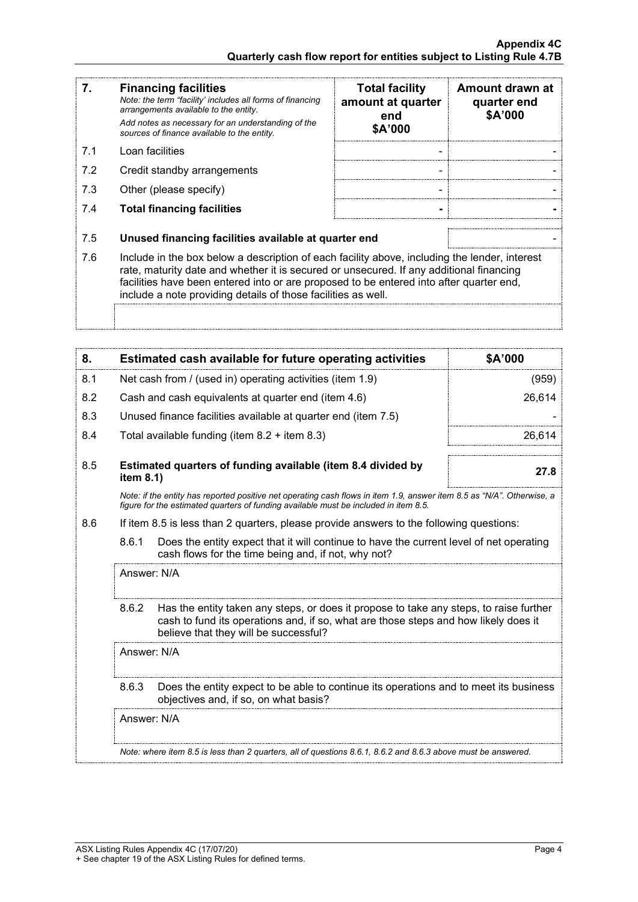| 7. | **Financing facilities**<br>*Note: the term "facility' includes all forms of financing arrangements available to the entity.*<br>*Add notes as necessary for an understanding of the sources of finance available to the entity.* | **Total facility amount at quarter end $A'000** | **Amount drawn at quarter end $A'000** |
|---|---|---|---|
| 7.1 | Loan facilities | - | - |
| 7.2 | Credit standby arrangements | - | - |
| 7.3 | Other (please specify) | - | - |
| 7.4 | **Total financing facilities** | **-** | **-** |

| | | |
|---|---|---|
| 7.5 | **Unused financing facilities available at quarter end** | - |

7.6 Include in the box below a description of each facility above, including the lender, interest rate, maturity date and whether it is secured or unsecured. If any additional financing facilities have been entered into or are proposed to be entered into after quarter end, include a note providing details of those facilities as well.

| 8. | **Estimated cash available for future operating activities** | **$A'000** |
|---|---|---|
| 8.1 | Net cash from / (used in) operating activities (item 1.9) | (959) |
| 8.2 | Cash and cash equivalents at quarter end (item 4.6) | 26,614 |
| 8.3 | Unused finance facilities available at quarter end (item 7.5) | - |
| 8.4 | Total available funding (item 8.2 + item 8.3) | 26,614 |
| 8.5 | **Estimated quarters of funding available (item 8.4 divided by item 8.1)** | **27.8** |

*Note: if the entity has reported positive net operating cash flows in item 1.9, answer item 8.5 as "N/A". Otherwise, a figure for the estimated quarters of funding available must be included in item 8.5.*

8.6 If item 8.5 is less than 2 quarters, please provide answers to the following questions:

8.6.1 Does the entity expect that it will continue to have the current level of net operating cash flows for the time being and, if not, why not?

Answer: N/A

8.6.2 Has the entity taken any steps, or does it propose to take any steps, to raise further cash to fund its operations and, if so, what are those steps and how likely does it believe that they will be successful?

Answer: N/A

8.6.3 Does the entity expect to be able to continue its operations and to meet its business objectives and, if so, on what basis?

Answer: N/A

*Note: where item 8.5 is less than 2 quarters, all of questions 8.6.1, 8.6.2 and 8.6.3 above must be answered.*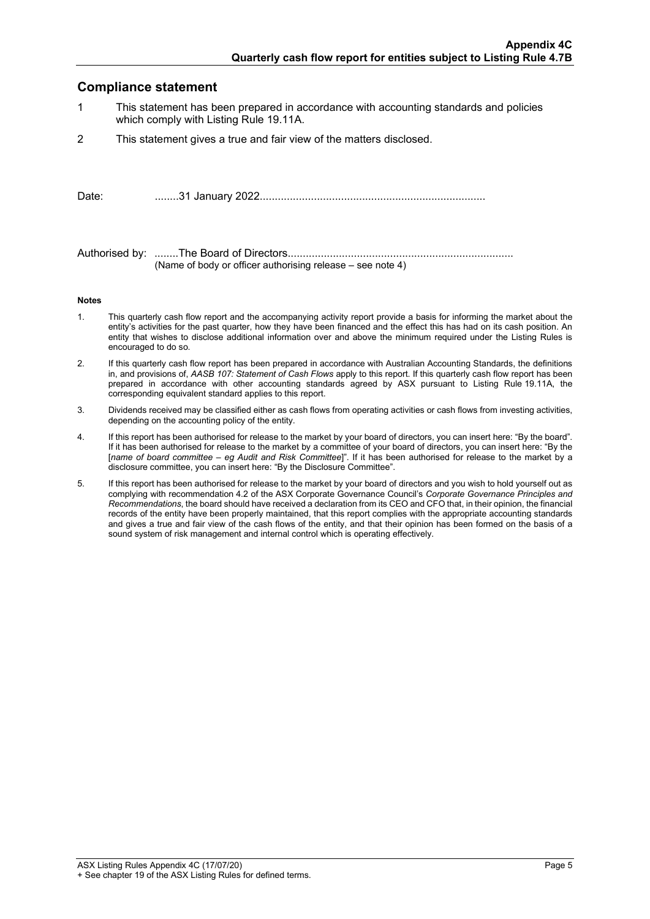## Compliance statement

1 This statement has been prepared in accordance with accounting standards and policies which comply with Listing Rule 19.11A.

2 This statement gives a true and fair view of the matters disclosed.

Date: ........31 January 2022..........................................................................

Authorised by: ........The Board of Directors..........................................................................
(Name of body or officer authorising release – see note 4)

**Notes**

1. This quarterly cash flow report and the accompanying activity report provide a basis for informing the market about the entity's activities for the past quarter, how they have been financed and the effect this has had on its cash position. An entity that wishes to disclose additional information over and above the minimum required under the Listing Rules is encouraged to do so.
2. If this quarterly cash flow report has been prepared in accordance with Australian Accounting Standards, the definitions in, and provisions of, *AASB 107: Statement of Cash Flows* apply to this report. If this quarterly cash flow report has been prepared in accordance with other accounting standards agreed by ASX pursuant to Listing Rule 19.11A, the corresponding equivalent standard applies to this report.
3. Dividends received may be classified either as cash flows from operating activities or cash flows from investing activities, depending on the accounting policy of the entity.
4. If this report has been authorised for release to the market by your board of directors, you can insert here: "By the board". If it has been authorised for release to the market by a committee of your board of directors, you can insert here: "By the [*name of board committee – eg Audit and Risk Committee*]". If it has been authorised for release to the market by a disclosure committee, you can insert here: "By the Disclosure Committee".
5. If this report has been authorised for release to the market by your board of directors and you wish to hold yourself out as complying with recommendation 4.2 of the ASX Corporate Governance Council's *Corporate Governance Principles and Recommendations*, the board should have received a declaration from its CEO and CFO that, in their opinion, the financial records of the entity have been properly maintained, that this report complies with the appropriate accounting standards and gives a true and fair view of the cash flows of the entity, and that their opinion has been formed on the basis of a sound system of risk management and internal control which is operating effectively.